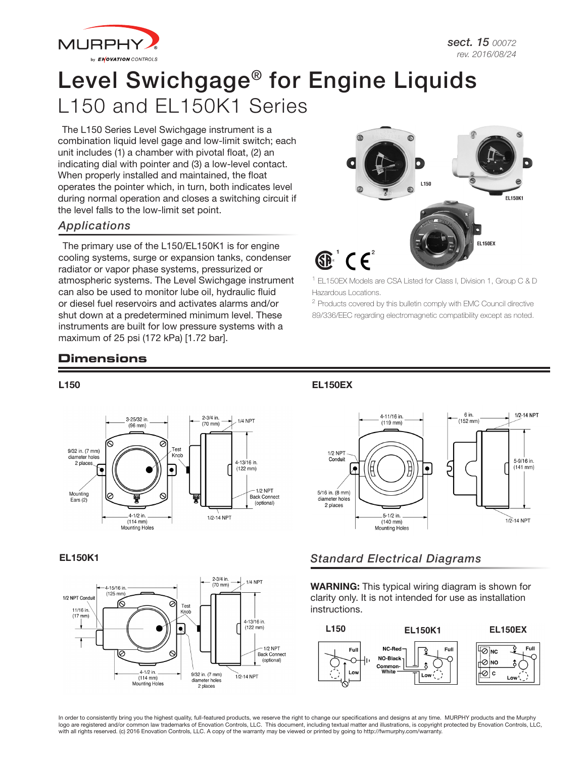# Level Swichgage® for Engine Liquids

## L150 and EL150K1 Series

The L150 Series Level Swichgage instrument is a combination liquid level gage and low-limit switch; each unit includes (1) a chamber with pivotal float, (2) an indicating dial with pointer and (3) a low-level contact. When properly installed and maintained, the float operates the pointer which, in turn, both indicates level during normal operation and closes a switching circuit if the level falls to the low-limit set point.

### *Applications*

The primary use of the L150/EL150K1 is for engine cooling systems, surge or expansion tanks, condenser radiator or vapor phase systems, pressurized or atmospheric systems. The Level Swichgage instrument can also be used to monitor lube oil, hydraulic fluid or diesel fuel reservoirs and activates alarms and/or shut down at a predetermined minimum level. These instruments are built for low pressure systems with a maximum of 25 psi (172 kPa) [1.72 bar].

[1] EL150EX Models are CSA Listed for Class I, Division 1, Group C & D Hazardous Locations.

[2] Products covered by this bulletin comply with EMC Council directive 89/336/EEC regarding electromagnetic compatibility except as noted.

## Dimensions

### L150

3-25/32 in. (96 mm); 2-3/4 in. (70 mm); 1/4 NPT; 9/32 in. (7 mm) diameter holes 2 places; Test Knob; 4-13/16 in. (122 mm); Mounting Ears (2); 1/2 NPT Back Connect (optional); 4-1/2 in. (114 mm) Mounting Holes; 1/2-14 NPT

### EL150EX

4-11/16 in. (119 mm); 6 in. (152 mm); 1/2-14 NPT; 1/2 NPT Conduit; 5-9/16 in. (141 mm); 5/16 in. (8 mm) diameter holes 2 places; 5-1/2 in. (140 mm) Mounting Holes; 1/2-14 NPT

### EL150K1

2-3/4 in. (70 mm); 1/4 NPT; 4-15/16 in. (125 mm); 1/2 NPT Conduit; Test Knob; 11/16 in. (17 mm); 4-13/16 in. (122 mm); 1/2 NPT Back Connect (optional); 4-1/2 in. (114 mm) Mounting Holes; 9/32 in. (7 mm) diameter holes 2 places; 1/2-14 NPT

### *Standard Electrical Diagrams*

**WARNING:** This typical wiring diagram is shown for clarity only. It is not intended for use as installation instructions.

**L150**: Full; Low

**EL150K1**: NC-Red; NO-Black; Common-White; Full; Low

**EL150EX**: NC; NO; C; Full; Low

In order to consistently bring you the highest quality, full-featured products, we reserve the right to change our specifications and designs at any time. MURPHY products and the Murphy logo are registered and/or common law trademarks of Enovation Controls, LLC. This document, including textual matter and illustrations, is copyright protected by Enovation Controls, LLC, with all rights reserved. (c) 2016 Enovation Controls, LLC. A copy of the warranty may be viewed or printed by going to http://fwmurphy.com/warranty.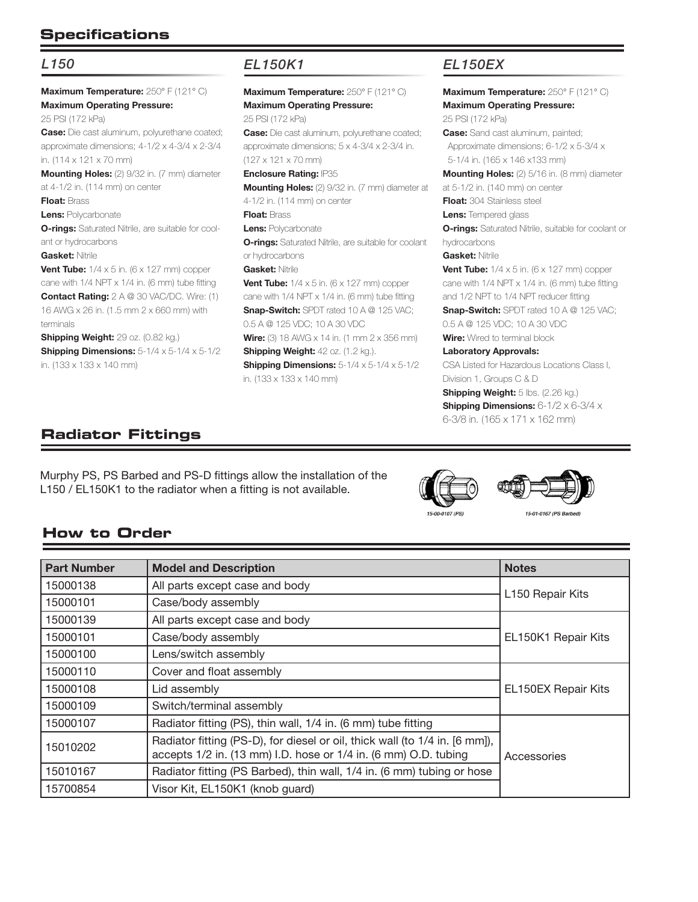## Specifications

### *L150*

**Maximum Temperature:** 250° F (121° C)
**Maximum Operating Pressure:** 25 PSI (172 kPa)
**Case:** Die cast aluminum, polyurethane coated; approximate dimensions; 4-1/2 x 4-3/4 x 2-3/4 in. (114 x 121 x 70 mm)
**Mounting Holes:** (2) 9/32 in. (7 mm) diameter at 4-1/2 in. (114 mm) on center
**Float:** Brass
**Lens:** Polycarbonate
**O-rings:** Saturated Nitrile, are suitable for coolant or hydrocarbons
**Gasket:** Nitrile
**Vent Tube:** 1/4 x 5 in. (6 x 127 mm) copper cane with 1/4 NPT x 1/4 in. (6 mm) tube fitting
**Contact Rating:** 2 A @ 30 VAC/DC. Wire: (1) 16 AWG x 26 in. (1.5 mm 2 x 660 mm) with terminals
**Shipping Weight:** 29 oz. (0.82 kg.)
**Shipping Dimensions:** 5-1/4 x 5-1/4 x 5-1/2 in. (133 x 133 x 140 mm)

### *EL150K1*

**Maximum Temperature:** 250° F (121° C)
**Maximum Operating Pressure:** 25 PSI (172 kPa)
**Case:** Die cast aluminum, polyurethane coated; approximate dimensions; 5 x 4-3/4 x 2-3/4 in. (127 x 121 x 70 mm)
**Enclosure Rating:** IP35
**Mounting Holes:** (2) 9/32 in. (7 mm) diameter at 4-1/2 in. (114 mm) on center
**Float:** Brass
**Lens:** Polycarbonate
**O-rings:** Saturated Nitrile, are suitable for coolant or hydrocarbons
**Gasket:** Nitrile
**Vent Tube:** 1/4 x 5 in. (6 x 127 mm) copper cane with 1/4 NPT x 1/4 in. (6 mm) tube fitting
**Snap-Switch:** SPDT rated 10 A @ 125 VAC; 0.5 A @ 125 VDC; 10 A 30 VDC
**Wire:** (3) 18 AWG x 14 in. (1 mm 2 x 356 mm)
**Shipping Weight:** 42 oz. (1.2 kg.).
**Shipping Dimensions:** 5-1/4 x 5-1/4 x 5-1/2 in. (133 x 133 x 140 mm)

### *EL150EX*

**Maximum Temperature:** 250° F (121° C)
**Maximum Operating Pressure:** 25 PSI (172 kPa)
**Case:** Sand cast aluminum, painted; Approximate dimensions; 6-1/2 x 5-3/4 x 5-1/4 in. (165 x 146 x133 mm)
**Mounting Holes:** (2) 5/16 in. (8 mm) diameter at 5-1/2 in. (140 mm) on center
**Float:** 304 Stainless steel
**Lens:** Tempered glass
**O-rings:** Saturated Nitrile, suitable for coolant or hydrocarbons
**Gasket:** Nitrile
**Vent Tube:** 1/4 x 5 in. (6 x 127 mm) copper cane with 1/4 NPT x 1/4 in. (6 mm) tube fitting and 1/2 NPT to 1/4 NPT reducer fitting
**Snap-Switch:** SPDT rated 10 A @ 125 VAC; 0.5 A @ 125 VDC; 10 A 30 VDC
**Wire:** Wired to terminal block
**Laboratory Approvals:** CSA Listed for Hazardous Locations Class I, Division 1, Groups C & D
**Shipping Weight:** 5 lbs. (2.26 kg.)
**Shipping Dimensions:** 6-1/2 x 6-3/4 x 6-3/8 in. (165 x 171 x 162 mm)

## Radiator Fittings

Murphy PS, PS Barbed and PS-D fittings allow the installation of the L150 / EL150K1 to the radiator when a fitting is not available.

*15-00-0107 (PS)*

*15-01-0167 (PS Barbed)*

## How to Order

| Part Number | Model and Description | Notes |
|---|---|---|
| 15000138 | All parts except case and body | L150 Repair Kits |
| 15000101 | Case/body assembly | |
| 15000139 | All parts except case and body | EL150K1 Repair Kits |
| 15000101 | Case/body assembly | |
| 15000100 | Lens/switch assembly | |
| 15000110 | Cover and float assembly | EL150EX Repair Kits |
| 15000108 | Lid assembly | |
| 15000109 | Switch/terminal assembly | |
| 15000107 | Radiator fitting (PS), thin wall, 1/4 in. (6 mm) tube fitting | Accessories |
| 15010202 | Radiator fitting (PS-D), for diesel or oil, thick wall (to 1/4 in. [6 mm]), accepts 1/2 in. (13 mm) I.D. hose or 1/4 in. (6 mm) O.D. tubing | |
| 15010167 | Radiator fitting (PS Barbed), thin wall, 1/4 in. (6 mm) tubing or hose | |
| 15700854 | Visor Kit, EL150K1 (knob guard) | |